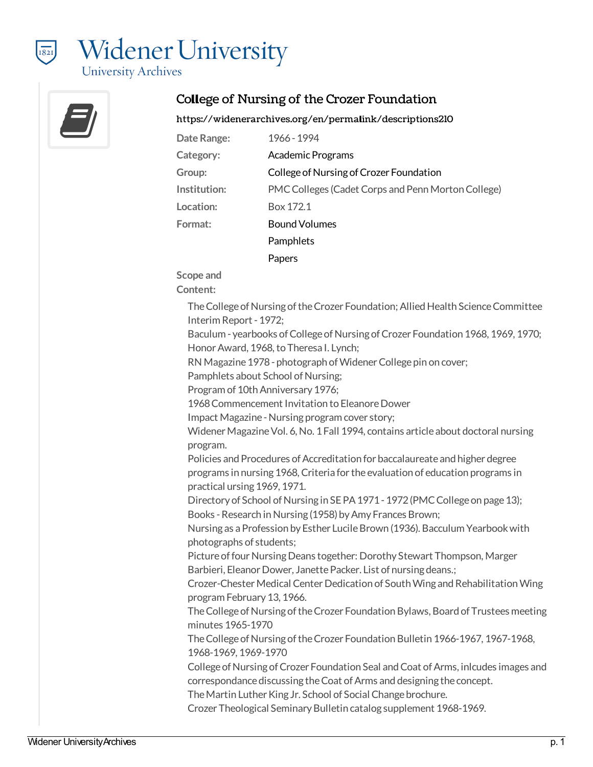# Widener University

University Archives

## College of Nursing of the Crozer Foundation

**https://widenerarchives.org/en/permalink/descriptions210**

| | |
|---|---|
| **Date Range:** | 1966 - 1994 |
| **Category:** | Academic Programs |
| **Group:** | College of Nursing of Crozer Foundation |
| **Institution:** | PMC Colleges (Cadet Corps and Penn Morton College) |
| **Location:** | Box 172.1 |
| **Format:** | Bound Volumes<br>Pamphlets<br>Papers |

**Scope and Content:**

The College of Nursing of the Crozer Foundation; Allied Health Science Committee Interim Report - 1972;
Baculum - yearbooks of College of Nursing of Crozer Foundation 1968, 1969, 1970;
Honor Award, 1968, to Theresa I. Lynch;
RN Magazine 1978 - photograph of Widener College pin on cover;
Pamphlets about School of Nursing;
Program of 10th Anniversary 1976;
1968 Commencement Invitation to Eleanore Dower
Impact Magazine - Nursing program cover story;
Widener Magazine Vol. 6, No. 1 Fall 1994, contains article about doctoral nursing program.
Policies and Procedures of Accreditation for baccalaureate and higher degree programs in nursing 1968, Criteria for the evaluation of education programs in practical ursing 1969, 1971.
Directory of School of Nursing in SE PA 1971 - 1972 (PMC College on page 13);
Books - Research in Nursing (1958) by Amy Frances Brown;
Nursing as a Profession by Esther Lucile Brown (1936). Bacculum Yearbook with photographs of students;
Picture of four Nursing Deans together: Dorothy Stewart Thompson, Marger Barbieri, Eleanor Dower, Janette Packer. List of nursing deans.;
Crozer-Chester Medical Center Dedication of South Wing and Rehabilitation Wing program February 13, 1966.
The College of Nursing of the Crozer Foundation Bylaws, Board of Trustees meeting minutes 1965-1970
The College of Nursing of the Crozer Foundation Bulletin 1966-1967, 1967-1968, 1968-1969, 1969-1970
College of Nursing of Crozer Foundation Seal and Coat of Arms, inlcudes images and correspondance discussing the Coat of Arms and designing the concept.
The Martin Luther King Jr. School of Social Change brochure.
Crozer Theological Seminary Bulletin catalog supplement 1968-1969.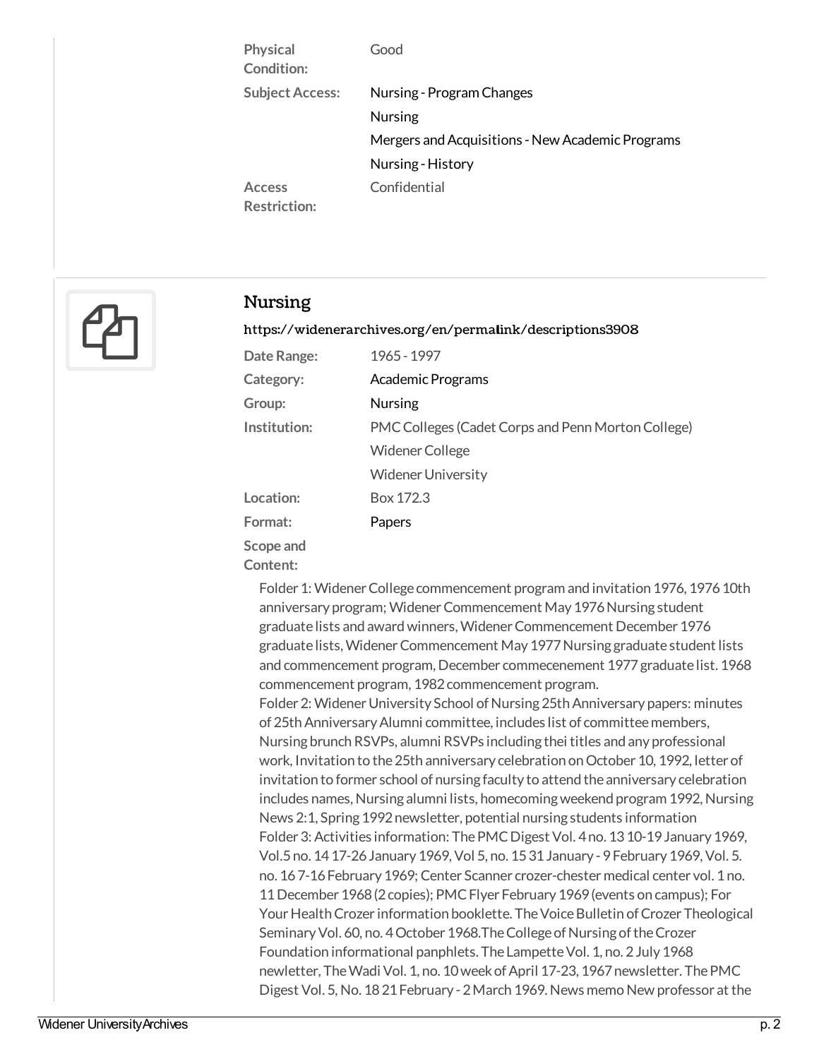| | |
|---|---|
| **Physical Condition:** | Good |
| **Subject Access:** | Nursing - Program Changes |
| | Nursing |
| | Mergers and Acquisitions - New Academic Programs |
| | Nursing - History |
| **Access Restriction:** | Confidential |

## Nursing

https://widenerarchives.org/en/permalink/descriptions3908

| | |
|---|---|
| **Date Range:** | 1965 - 1997 |
| **Category:** | Academic Programs |
| **Group:** | Nursing |
| **Institution:** | PMC Colleges (Cadet Corps and Penn Morton College) |
| | Widener College |
| | Widener University |
| **Location:** | Box 172.3 |
| **Format:** | Papers |

**Scope and Content:**

Folder 1: Widener College commencement program and invitation 1976, 1976 10th anniversary program; Widener Commencement May 1976 Nursing student graduate lists and award winners, Widener Commencement December 1976 graduate lists, Widener Commencement May 1977 Nursing graduate student lists and commencement program, December commecenement 1977 graduate list. 1968 commencement program, 1982 commencement program.
Folder 2: Widener University School of Nursing 25th Anniversary papers: minutes of 25th Anniversary Alumni committee, includes list of committee members, Nursing brunch RSVPs, alumni RSVPs including thei titles and any professional work, Invitation to the 25th anniversary celebration on October 10, 1992, letter of invitation to former school of nursing faculty to attend the anniversary celebration includes names, Nursing alumni lists, homecoming weekend program 1992, Nursing News 2:1, Spring 1992 newsletter, potential nursing students information
Folder 3: Activities information: The PMC Digest Vol. 4 no. 13 10-19 January 1969, Vol.5 no. 14 17-26 January 1969, Vol 5, no. 15 31 January - 9 February 1969, Vol. 5. no. 16 7-16 February 1969; Center Scanner crozer-chester medical center vol. 1 no. 11 December 1968 (2 copies); PMC Flyer February 1969 (events on campus); For Your Health Crozer information booklette. The Voice Bulletin of Crozer Theological Seminary Vol. 60, no. 4 October 1968.The College of Nursing of the Crozer Foundation informational panphlets. The Lampette Vol. 1, no. 2 July 1968 newletter, The Wadi Vol. 1, no. 10 week of April 17-23, 1967 newsletter. The PMC Digest Vol. 5, No. 18 21 February - 2 March 1969. News memo New professor at the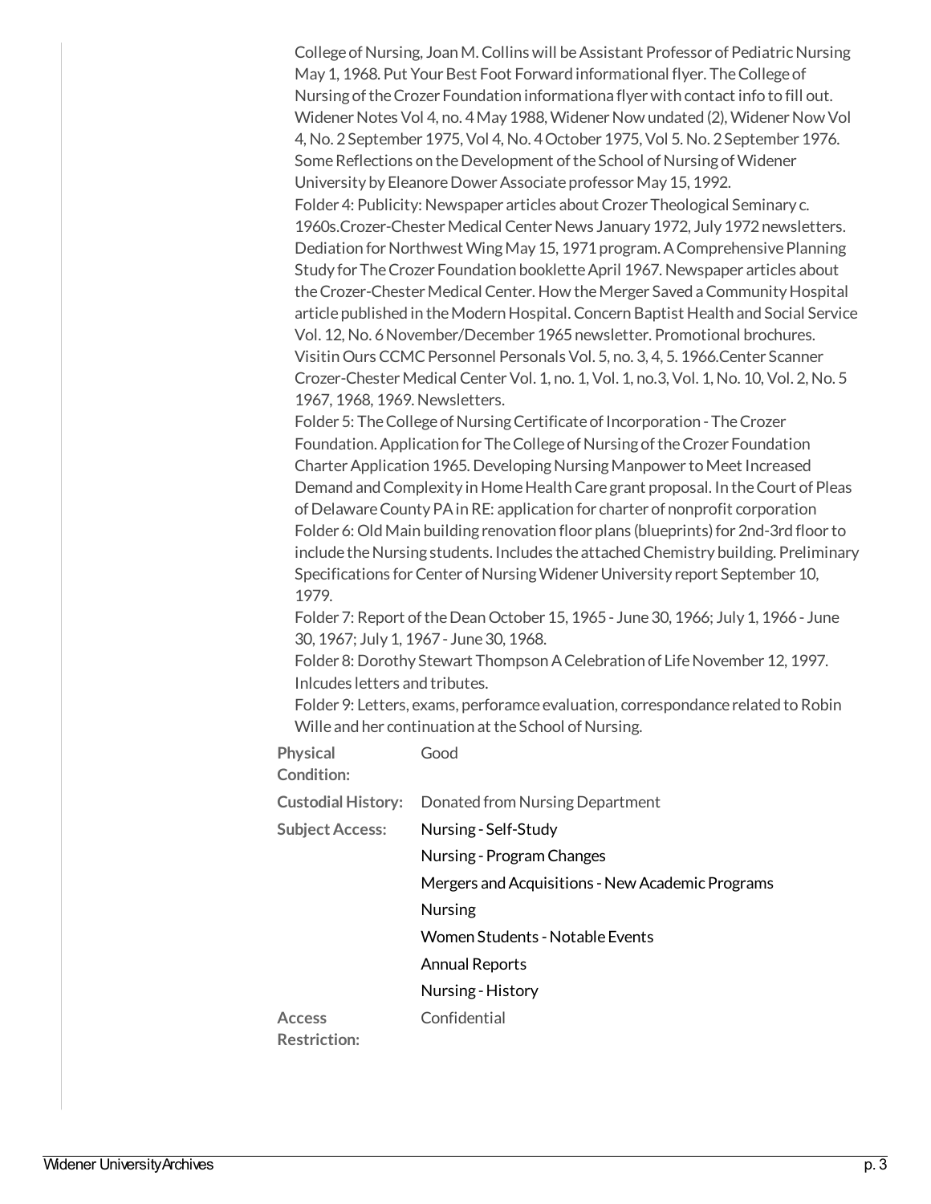College of Nursing, Joan M. Collins will be Assistant Professor of Pediatric Nursing May 1, 1968. Put Your Best Foot Forward informational flyer. The College of Nursing of the Crozer Foundation informationa flyer with contact info to fill out. Widener Notes Vol 4, no. 4 May 1988, Widener Now undated (2), Widener Now Vol 4, No. 2 September 1975, Vol 4, No. 4 October 1975, Vol 5. No. 2 September 1976. Some Reflections on the Development of the School of Nursing of Widener University by Eleanore Dower Associate professor May 15, 1992.
Folder 4: Publicity: Newspaper articles about Crozer Theological Seminary c. 1960s.Crozer-Chester Medical Center News January 1972, July 1972 newsletters. Dediation for Northwest Wing May 15, 1971 program. A Comprehensive Planning Study for The Crozer Foundation booklette April 1967. Newspaper articles about the Crozer-Chester Medical Center. How the Merger Saved a Community Hospital article published in the Modern Hospital. Concern Baptist Health and Social Service Vol. 12, No. 6 November/December 1965 newsletter. Promotional brochures. Visitin Ours CCMC Personnel Personals Vol. 5, no. 3, 4, 5. 1966.Center Scanner Crozer-Chester Medical Center Vol. 1, no. 1, Vol. 1, no.3, Vol. 1, No. 10, Vol. 2, No. 5 1967, 1968, 1969. Newsletters.
Folder 5: The College of Nursing Certificate of Incorporation - The Crozer Foundation. Application for The College of Nursing of the Crozer Foundation Charter Application 1965. Developing Nursing Manpower to Meet Increased Demand and Complexity in Home Health Care grant proposal. In the Court of Pleas of Delaware County PA in RE: application for charter of nonprofit corporation
Folder 6: Old Main building renovation floor plans (blueprints) for 2nd-3rd floor to include the Nursing students. Includes the attached Chemistry building. Preliminary Specifications for Center of Nursing Widener University report September 10, 1979.
Folder 7: Report of the Dean October 15, 1965 - June 30, 1966; July 1, 1966 - June 30, 1967; July 1, 1967 - June 30, 1968.
Folder 8: Dorothy Stewart Thompson A Celebration of Life November 12, 1997. Inlcudes letters and tributes.
Folder 9: Letters, exams, perforamce evaluation, correspondance related to Robin Wille and her continuation at the School of Nursing.

**Physical Condition:** Good

**Custodial History:** Donated from Nursing Department

**Subject Access:**
- Nursing - Self-Study
- Nursing - Program Changes
- Mergers and Acquisitions - New Academic Programs
- Nursing
- Women Students - Notable Events
- Annual Reports
- Nursing - History

**Access Restriction:** Confidential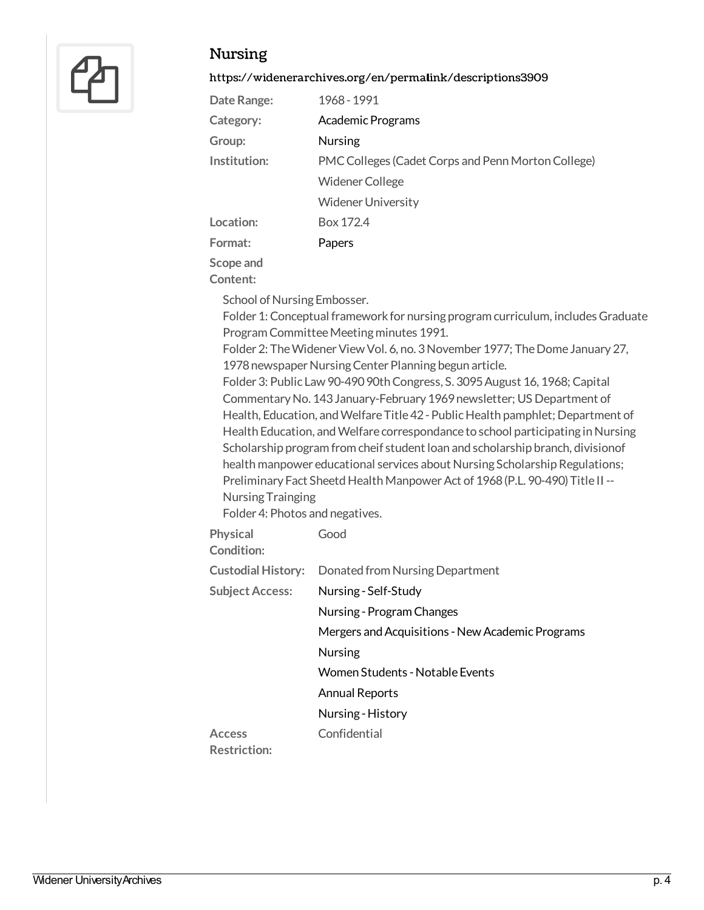## Nursing

https://widenerarchives.org/en/permalink/descriptions3909

**Date Range:** 1968 - 1991

**Category:** Academic Programs

**Group:** Nursing

**Institution:** PMC Colleges (Cadet Corps and Penn Morton College)
Widener College
Widener University

**Location:** Box 172.4

**Format:** Papers

**Scope and Content:**

School of Nursing Embosser.
Folder 1: Conceptual framework for nursing program curriculum, includes Graduate Program Committee Meeting minutes 1991.
Folder 2: The Widener View Vol. 6, no. 3 November 1977; The Dome January 27, 1978 newspaper Nursing Center Planning begun article.
Folder 3: Public Law 90-490 90th Congress, S. 3095 August 16, 1968; Capital Commentary No. 143 January-February 1969 newsletter; US Department of Health, Education, and Welfare Title 42 - Public Health pamphlet; Department of Health Education, and Welfare correspondance to school participating in Nursing Scholarship program from cheif student loan and scholarship branch, divisionof health manpower educational services about Nursing Scholarship Regulations; Preliminary Fact Sheetd Health Manpower Act of 1968 (P.L. 90-490) Title II -- Nursing Trainging
Folder 4: Photos and negatives.

**Physical Condition:** Good

**Custodial History:** Donated from Nursing Department

**Subject Access:** Nursing - Self-Study
Nursing - Program Changes
Mergers and Acquisitions - New Academic Programs
Nursing
Women Students - Notable Events
Annual Reports
Nursing - History

**Access Restriction:** Confidential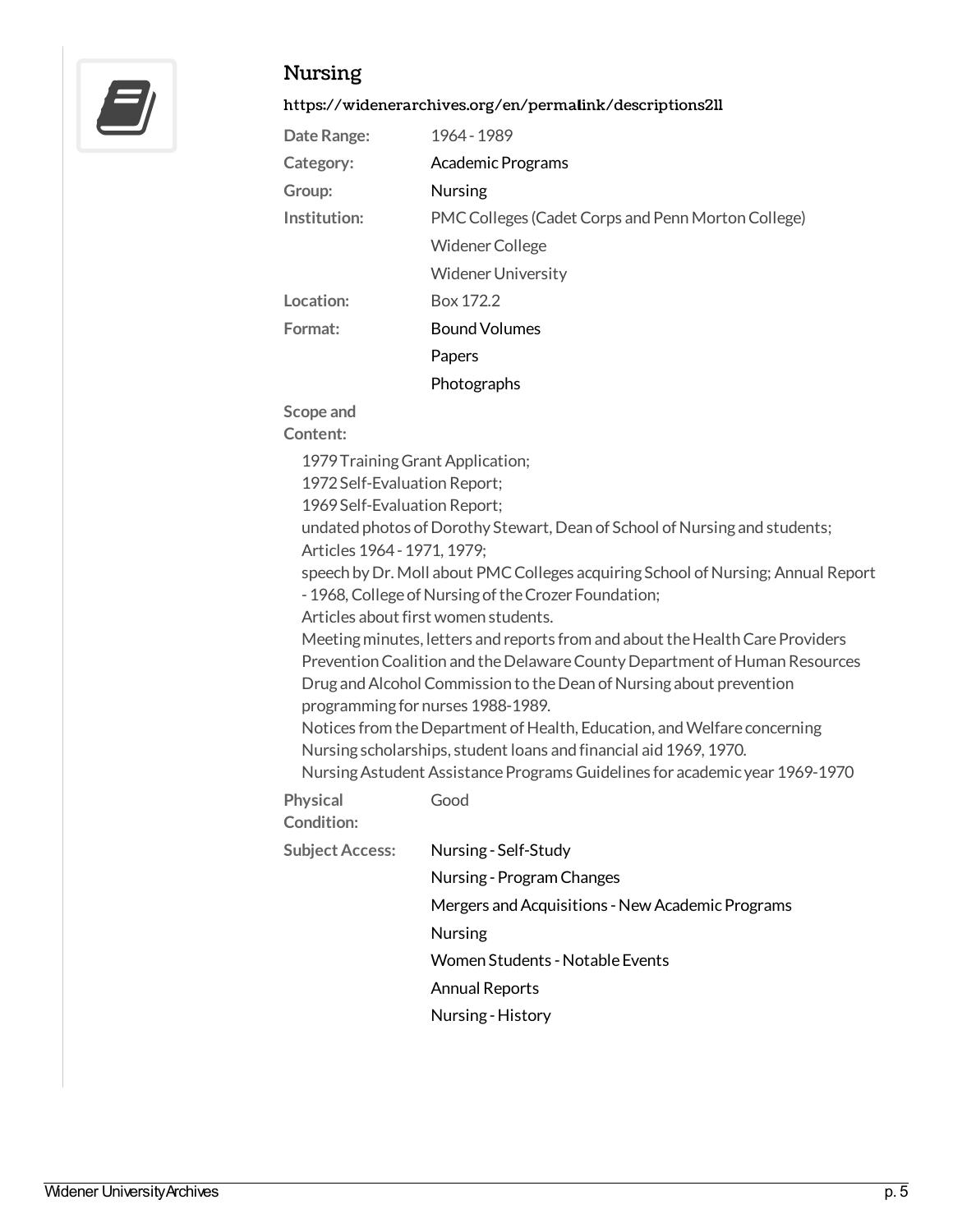## Nursing

https://widenerarchives.org/en/permalink/descriptions2ll

**Date Range:** 1964 - 1989

**Category:** Academic Programs

**Group:** Nursing

**Institution:** PMC Colleges (Cadet Corps and Penn Morton College)
Widener College
Widener University

**Location:** Box 172.2

**Format:** Bound Volumes
Papers
Photographs

**Scope and Content:**

1979 Training Grant Application;
1972 Self-Evaluation Report;
1969 Self-Evaluation Report;
undated photos of Dorothy Stewart, Dean of School of Nursing and students;
Articles 1964 - 1971, 1979;
speech by Dr. Moll about PMC Colleges acquiring School of Nursing; Annual Report - 1968, College of Nursing of the Crozer Foundation;
Articles about first women students.
Meeting minutes, letters and reports from and about the Health Care Providers Prevention Coalition and the Delaware County Department of Human Resources Drug and Alcohol Commission to the Dean of Nursing about prevention programming for nurses 1988-1989.
Notices from the Department of Health, Education, and Welfare concerning Nursing scholarships, student loans and financial aid 1969, 1970.
Nursing Astudent Assistance Programs Guidelines for academic year 1969-1970

**Physical Condition:** Good

**Subject Access:** Nursing - Self-Study
Nursing - Program Changes
Mergers and Acquisitions - New Academic Programs
Nursing
Women Students - Notable Events
Annual Reports
Nursing - History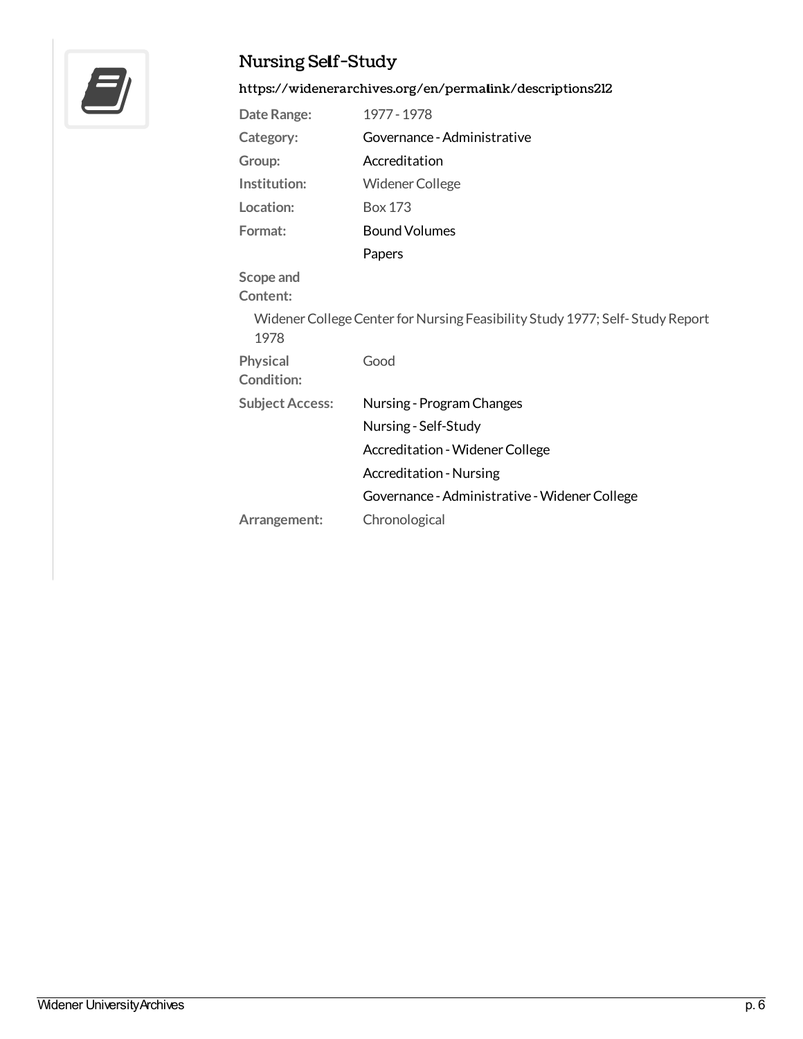## Nursing Self-Study

https://widenerarchives.org/en/permalink/descriptions212

| | |
|---|---|
| **Date Range:** | 1977 - 1978 |
| **Category:** | Governance - Administrative |
| **Group:** | Accreditation |
| **Institution:** | Widener College |
| **Location:** | Box 173 |
| **Format:** | Bound Volumes<br>Papers |

**Scope and Content:**

Widener College Center for Nursing Feasibility Study 1977; Self- Study Report 1978

| | |
|---|---|
| **Physical Condition:** | Good |
| **Subject Access:** | Nursing - Program Changes<br>Nursing - Self-Study<br>Accreditation - Widener College<br>Accreditation - Nursing<br>Governance - Administrative - Widener College |
| **Arrangement:** | Chronological |